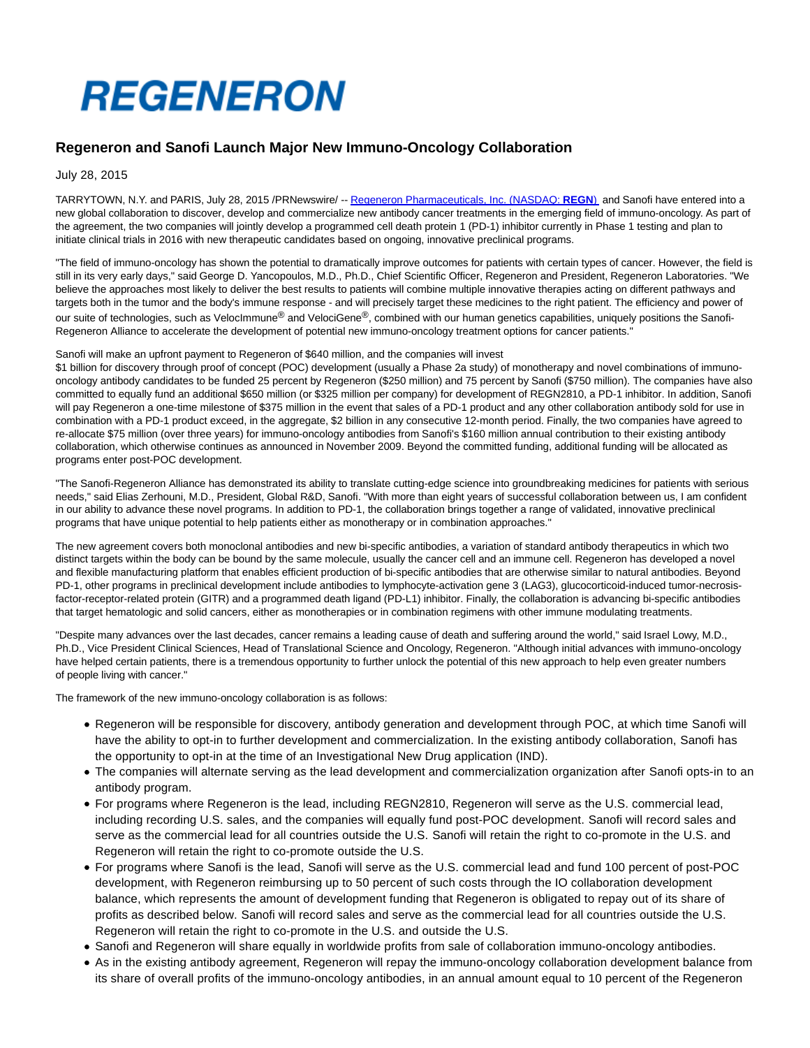# REGENERON

## Regeneron and Sanofi Launch Major New Immuno-Oncology Collaboration

July 28, 2015

TARRYTOWN, N.Y. and PARIS, July 28, 2015 /PRNewswire/ -- Regeneron Pharmaceuticals, Inc. (NASDAQ: **REGN**) and Sanofi have entered into a new global collaboration to discover, develop and commercialize new antibody cancer treatments in the emerging field of immuno-oncology. As part of the agreement, the two companies will jointly develop a programmed cell death protein 1 (PD-1) inhibitor currently in Phase 1 testing and plan to initiate clinical trials in 2016 with new therapeutic candidates based on ongoing, innovative preclinical programs.

"The field of immuno-oncology has shown the potential to dramatically improve outcomes for patients with certain types of cancer. However, the field is still in its very early days," said George D. Yancopoulos, M.D., Ph.D., Chief Scientific Officer, Regeneron and President, Regeneron Laboratories. "We believe the approaches most likely to deliver the best results to patients will combine multiple innovative therapies acting on different pathways and targets both in the tumor and the body's immune response - and will precisely target these medicines to the right patient. The efficiency and power of our suite of technologies, such as VelocImmune® and VelociGene®, combined with our human genetics capabilities, uniquely positions the Sanofi-Regeneron Alliance to accelerate the development of potential new immuno-oncology treatment options for cancer patients."

Sanofi will make an upfront payment to Regeneron of $640 million, and the companies will invest
$1 billion for discovery through proof of concept (POC) development (usually a Phase 2a study) of monotherapy and novel combinations of immuno-oncology antibody candidates to be funded 25 percent by Regeneron ($250 million) and 75 percent by Sanofi ($750 million). The companies have also committed to equally fund an additional $650 million (or $325 million per company) for development of REGN2810, a PD-1 inhibitor. In addition, Sanofi will pay Regeneron a one-time milestone of $375 million in the event that sales of a PD-1 product and any other collaboration antibody sold for use in combination with a PD-1 product exceed, in the aggregate, $2 billion in any consecutive 12-month period. Finally, the two companies have agreed to re-allocate $75 million (over three years) for immuno-oncology antibodies from Sanofi's $160 million annual contribution to their existing antibody collaboration, which otherwise continues as announced in November 2009. Beyond the committed funding, additional funding will be allocated as programs enter post-POC development.

"The Sanofi-Regeneron Alliance has demonstrated its ability to translate cutting-edge science into groundbreaking medicines for patients with serious needs," said Elias Zerhouni, M.D., President, Global R&D, Sanofi. "With more than eight years of successful collaboration between us, I am confident in our ability to advance these novel programs. In addition to PD-1, the collaboration brings together a range of validated, innovative preclinical programs that have unique potential to help patients either as monotherapy or in combination approaches."

The new agreement covers both monoclonal antibodies and new bi-specific antibodies, a variation of standard antibody therapeutics in which two distinct targets within the body can be bound by the same molecule, usually the cancer cell and an immune cell. Regeneron has developed a novel and flexible manufacturing platform that enables efficient production of bi-specific antibodies that are otherwise similar to natural antibodies. Beyond PD-1, other programs in preclinical development include antibodies to lymphocyte-activation gene 3 (LAG3), glucocorticoid-induced tumor-necrosis-factor-receptor-related protein (GITR) and a programmed death ligand (PD-L1) inhibitor. Finally, the collaboration is advancing bi-specific antibodies that target hematologic and solid cancers, either as monotherapies or in combination regimens with other immune modulating treatments.

"Despite many advances over the last decades, cancer remains a leading cause of death and suffering around the world," said Israel Lowy, M.D., Ph.D., Vice President Clinical Sciences, Head of Translational Science and Oncology, Regeneron. "Although initial advances with immuno-oncology have helped certain patients, there is a tremendous opportunity to further unlock the potential of this new approach to help even greater numbers of people living with cancer."

The framework of the new immuno-oncology collaboration is as follows:

- Regeneron will be responsible for discovery, antibody generation and development through POC, at which time Sanofi will have the ability to opt-in to further development and commercialization. In the existing antibody collaboration, Sanofi has the opportunity to opt-in at the time of an Investigational New Drug application (IND).
- The companies will alternate serving as the lead development and commercialization organization after Sanofi opts-in to an antibody program.
- For programs where Regeneron is the lead, including REGN2810, Regeneron will serve as the U.S. commercial lead, including recording U.S. sales, and the companies will equally fund post-POC development. Sanofi will record sales and serve as the commercial lead for all countries outside the U.S. Sanofi will retain the right to co-promote in the U.S. and Regeneron will retain the right to co-promote outside the U.S.
- For programs where Sanofi is the lead, Sanofi will serve as the U.S. commercial lead and fund 100 percent of post-POC development, with Regeneron reimbursing up to 50 percent of such costs through the IO collaboration development balance, which represents the amount of development funding that Regeneron is obligated to repay out of its share of profits as described below. Sanofi will record sales and serve as the commercial lead for all countries outside the U.S. Regeneron will retain the right to co-promote in the U.S. and outside the U.S.
- Sanofi and Regeneron will share equally in worldwide profits from sale of collaboration immuno-oncology antibodies.
- As in the existing antibody agreement, Regeneron will repay the immuno-oncology collaboration development balance from its share of overall profits of the immuno-oncology antibodies, in an annual amount equal to 10 percent of the Regeneron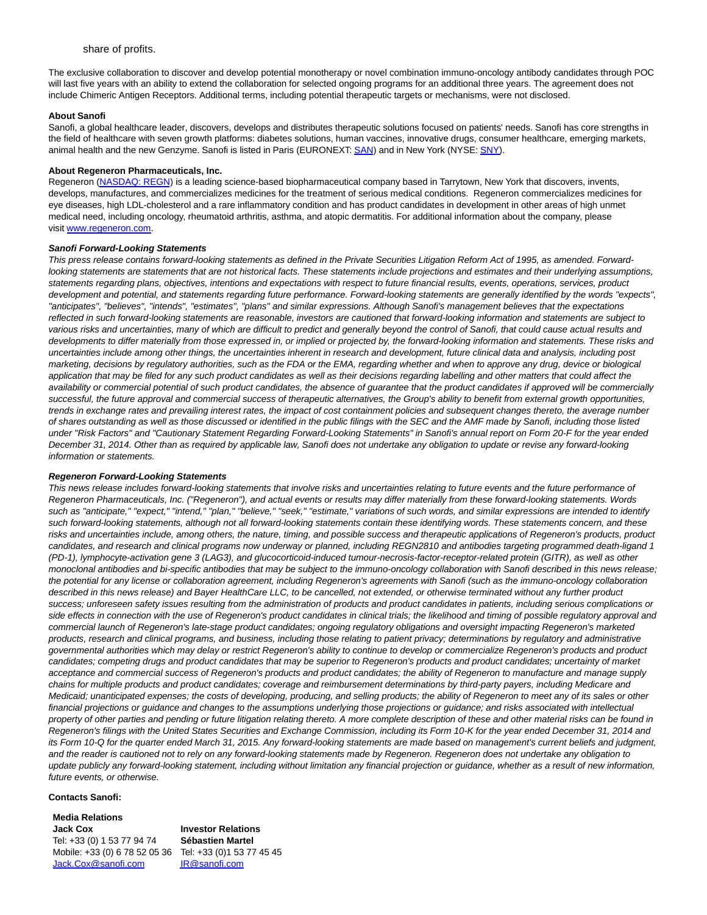share of profits.

The exclusive collaboration to discover and develop potential monotherapy or novel combination immuno-oncology antibody candidates through POC will last five years with an ability to extend the collaboration for selected ongoing programs for an additional three years. The agreement does not include Chimeric Antigen Receptors. Additional terms, including potential therapeutic targets or mechanisms, were not disclosed.

**About Sanofi**
Sanofi, a global healthcare leader, discovers, develops and distributes therapeutic solutions focused on patients' needs. Sanofi has core strengths in the field of healthcare with seven growth platforms: diabetes solutions, human vaccines, innovative drugs, consumer healthcare, emerging markets, animal health and the new Genzyme. Sanofi is listed in Paris (EURONEXT: SAN) and in New York (NYSE: SNY).

**About Regeneron Pharmaceuticals, Inc.**
Regeneron (NASDAQ: REGN) is a leading science-based biopharmaceutical company based in Tarrytown, New York that discovers, invents, develops, manufactures, and commercializes medicines for the treatment of serious medical conditions. Regeneron commercializes medicines for eye diseases, high LDL-cholesterol and a rare inflammatory condition and has product candidates in development in other areas of high unmet medical need, including oncology, rheumatoid arthritis, asthma, and atopic dermatitis. For additional information about the company, please visit www.regeneron.com.

***Sanofi Forward-Looking Statements***
*This press release contains forward-looking statements as defined in the Private Securities Litigation Reform Act of 1995, as amended. Forward-looking statements are statements that are not historical facts. These statements include projections and estimates and their underlying assumptions, statements regarding plans, objectives, intentions and expectations with respect to future financial results, events, operations, services, product development and potential, and statements regarding future performance. Forward-looking statements are generally identified by the words "expects", "anticipates", "believes", "intends", "estimates", "plans" and similar expressions. Although Sanofi's management believes that the expectations reflected in such forward-looking statements are reasonable, investors are cautioned that forward-looking information and statements are subject to various risks and uncertainties, many of which are difficult to predict and generally beyond the control of Sanofi, that could cause actual results and developments to differ materially from those expressed in, or implied or projected by, the forward-looking information and statements. These risks and uncertainties include among other things, the uncertainties inherent in research and development, future clinical data and analysis, including post marketing, decisions by regulatory authorities, such as the FDA or the EMA, regarding whether and when to approve any drug, device or biological application that may be filed for any such product candidates as well as their decisions regarding labelling and other matters that could affect the availability or commercial potential of such product candidates, the absence of guarantee that the product candidates if approved will be commercially successful, the future approval and commercial success of therapeutic alternatives, the Group's ability to benefit from external growth opportunities, trends in exchange rates and prevailing interest rates, the impact of cost containment policies and subsequent changes thereto, the average number of shares outstanding as well as those discussed or identified in the public filings with the SEC and the AMF made by Sanofi, including those listed under "Risk Factors" and "Cautionary Statement Regarding Forward-Looking Statements" in Sanofi's annual report on Form 20-F for the year ended December 31, 2014. Other than as required by applicable law, Sanofi does not undertake any obligation to update or revise any forward-looking information or statements.*

***Regeneron Forward-Looking Statements***
*This news release includes forward-looking statements that involve risks and uncertainties relating to future events and the future performance of Regeneron Pharmaceuticals, Inc. ("Regeneron"), and actual events or results may differ materially from these forward-looking statements. Words such as "anticipate," "expect," "intend," "plan," "believe," "seek," "estimate," variations of such words, and similar expressions are intended to identify such forward-looking statements, although not all forward-looking statements contain these identifying words. These statements concern, and these risks and uncertainties include, among others, the nature, timing, and possible success and therapeutic applications of Regeneron's products, product candidates, and research and clinical programs now underway or planned, including REGN2810 and antibodies targeting programmed death-ligand 1 (PD-1), lymphocyte-activation gene 3 (LAG3), and glucocorticoid-induced tumour-necrosis-factor-receptor-related protein (GITR), as well as other monoclonal antibodies and bi-specific antibodies that may be subject to the immuno-oncology collaboration with Sanofi described in this news release; the potential for any license or collaboration agreement, including Regeneron's agreements with Sanofi (such as the immuno-oncology collaboration described in this news release) and Bayer HealthCare LLC, to be cancelled, not extended, or otherwise terminated without any further product success; unforeseen safety issues resulting from the administration of products and product candidates in patients, including serious complications or side effects in connection with the use of Regeneron's product candidates in clinical trials; the likelihood and timing of possible regulatory approval and commercial launch of Regeneron's late-stage product candidates; ongoing regulatory obligations and oversight impacting Regeneron's marketed products, research and clinical programs, and business, including those relating to patient privacy; determinations by regulatory and administrative governmental authorities which may delay or restrict Regeneron's ability to continue to develop or commercialize Regeneron's products and product candidates; competing drugs and product candidates that may be superior to Regeneron's products and product candidates; uncertainty of market acceptance and commercial success of Regeneron's products and product candidates; the ability of Regeneron to manufacture and manage supply chains for multiple products and product candidates; coverage and reimbursement determinations by third-party payers, including Medicare and Medicaid; unanticipated expenses; the costs of developing, producing, and selling products; the ability of Regeneron to meet any of its sales or other financial projections or guidance and changes to the assumptions underlying those projections or guidance; and risks associated with intellectual property of other parties and pending or future litigation relating thereto. A more complete description of these and other material risks can be found in Regeneron's filings with the United States Securities and Exchange Commission, including its Form 10-K for the year ended December 31, 2014 and its Form 10-Q for the quarter ended March 31, 2015. Any forward-looking statements are made based on management's current beliefs and judgment, and the reader is cautioned not to rely on any forward-looking statements made by Regeneron. Regeneron does not undertake any obligation to update publicly any forward-looking statement, including without limitation any financial projection or guidance, whether as a result of new information, future events, or otherwise.*

**Contacts Sanofi:**

| | |
|---|---|
| **Media Relations** | |
| **Jack Cox** | **Investor Relations** |
| Tel: +33 (0) 1 53 77 94 74 | **Sébastien Martel** |
| Mobile: +33 (0) 6 78 52 05 36 | Tel: +33 (0)1 53 77 45 45 |
| Jack.Cox@sanofi.com | IR@sanofi.com |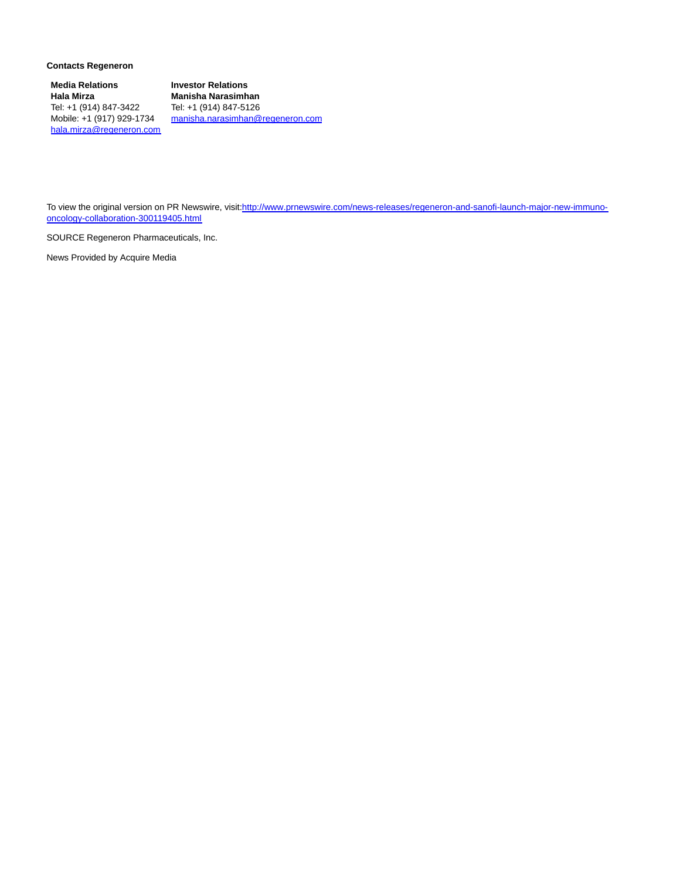**Contacts Regeneron**

| | |
|---|---|
| **Media Relations** | **Investor Relations** |
| **Hala Mirza** | **Manisha Narasimhan** |
| Tel: +1 (914) 847-3422 | Tel: +1 (914) 847-5126 |
| Mobile: +1 (917) 929-1734 | manisha.narasimhan@regeneron.com |
| hala.mirza@regeneron.com | |

To view the original version on PR Newswire, visit:http://www.prnewswire.com/news-releases/regeneron-and-sanofi-launch-major-new-immuno-oncology-collaboration-300119405.html

SOURCE Regeneron Pharmaceuticals, Inc.

News Provided by Acquire Media